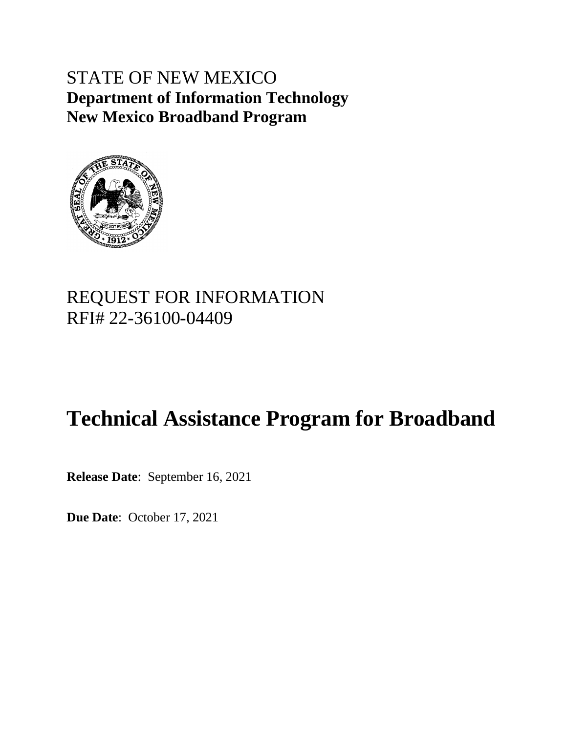STATE OF NEW MEXICO
**Department of Information Technology**
**New Mexico Broadband Program**

REQUEST FOR INFORMATION
RFI# 22-36100-04409

# Technical Assistance Program for Broadband

**Release Date**: September 16, 2021

**Due Date**: October 17, 2021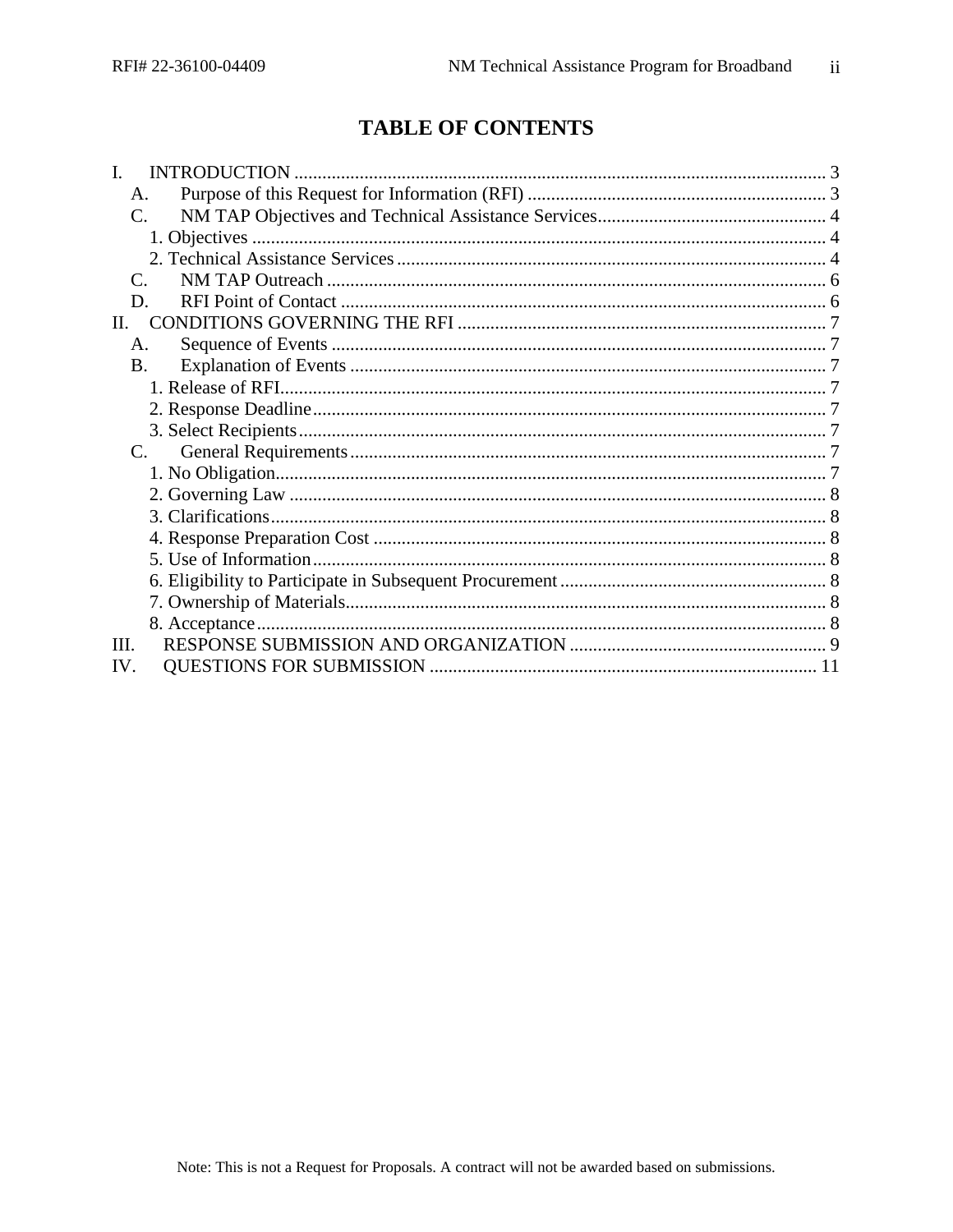# TABLE OF CONTENTS

I. INTRODUCTION ........................................................................................................... 3
  A. Purpose of this Request for Information (RFI) ........................................................... 3
  C. NM TAP Objectives and Technical Assistance Services............................................... 4
    1. Objectives .......................................................................................................... 4
    2. Technical Assistance Services ............................................................................. 4
  C. NM TAP Outreach ................................................................................................ 6
  D. RFI Point of Contact .............................................................................................. 6
II. CONDITIONS GOVERNING THE RFI .............................................................................. 7
  A. Sequence of Events ............................................................................................... 7
  B. Explanation of Events ............................................................................................ 7
    1. Release of RFI...................................................................................................... 7
    2. Response Deadline............................................................................................... 7
    3. Select Recipients................................................................................................... 7
  C. General Requirements ........................................................................................... 7
    1. No Obligation....................................................................................................... 7
    2. Governing Law ..................................................................................................... 8
    3. Clarifications......................................................................................................... 8
    4. Response Preparation Cost ................................................................................... 8
    5. Use of Information................................................................................................. 8
    6. Eligibility to Participate in Subsequent Procurement ............................................... 8
    7. Ownership of Materials.......................................................................................... 8
    8. Acceptance............................................................................................................ 8
III. RESPONSE SUBMISSION AND ORGANIZATION ......................................................... 9
IV. QUESTIONS FOR SUBMISSION ................................................................................. 11

Note: This is not a Request for Proposals. A contract will not be awarded based on submissions.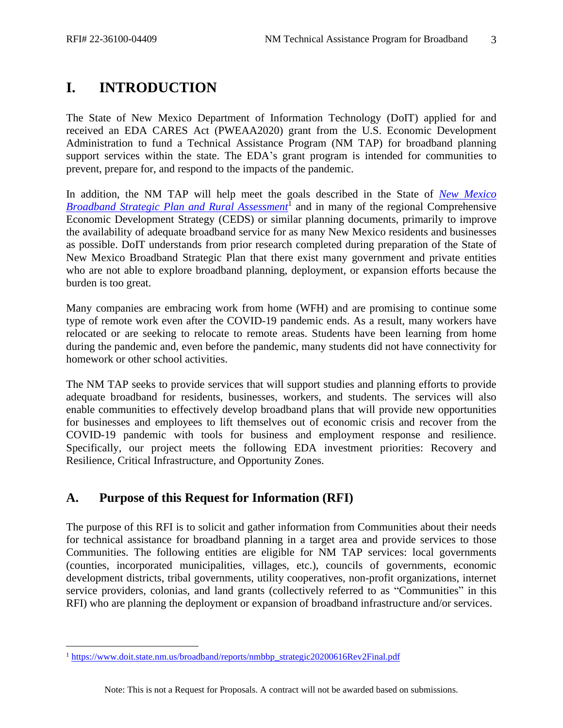# I. INTRODUCTION

The State of New Mexico Department of Information Technology (DoIT) applied for and received an EDA CARES Act (PWEAA2020) grant from the U.S. Economic Development Administration to fund a Technical Assistance Program (NM TAP) for broadband planning support services within the state. The EDA's grant program is intended for communities to prevent, prepare for, and respond to the impacts of the pandemic.

In addition, the NM TAP will help meet the goals described in the State of *New Mexico Broadband Strategic Plan and Rural Assessment*[1] and in many of the regional Comprehensive Economic Development Strategy (CEDS) or similar planning documents, primarily to improve the availability of adequate broadband service for as many New Mexico residents and businesses as possible. DoIT understands from prior research completed during preparation of the State of New Mexico Broadband Strategic Plan that there exist many government and private entities who are not able to explore broadband planning, deployment, or expansion efforts because the burden is too great.

Many companies are embracing work from home (WFH) and are promising to continue some type of remote work even after the COVID-19 pandemic ends. As a result, many workers have relocated or are seeking to relocate to remote areas. Students have been learning from home during the pandemic and, even before the pandemic, many students did not have connectivity for homework or other school activities.

The NM TAP seeks to provide services that will support studies and planning efforts to provide adequate broadband for residents, businesses, workers, and students. The services will also enable communities to effectively develop broadband plans that will provide new opportunities for businesses and employees to lift themselves out of economic crisis and recover from the COVID-19 pandemic with tools for business and employment response and resilience. Specifically, our project meets the following EDA investment priorities: Recovery and Resilience, Critical Infrastructure, and Opportunity Zones.

## A. Purpose of this Request for Information (RFI)

The purpose of this RFI is to solicit and gather information from Communities about their needs for technical assistance for broadband planning in a target area and provide services to those Communities. The following entities are eligible for NM TAP services: local governments (counties, incorporated municipalities, villages, etc.), councils of governments, economic development districts, tribal governments, utility cooperatives, non-profit organizations, internet service providers, colonias, and land grants (collectively referred to as "Communities" in this RFI) who are planning the deployment or expansion of broadband infrastructure and/or services.

---

[1] https://www.doit.state.nm.us/broadband/reports/nmbbp_strategic20200616Rev2Final.pdf

Note: This is not a Request for Proposals. A contract will not be awarded based on submissions.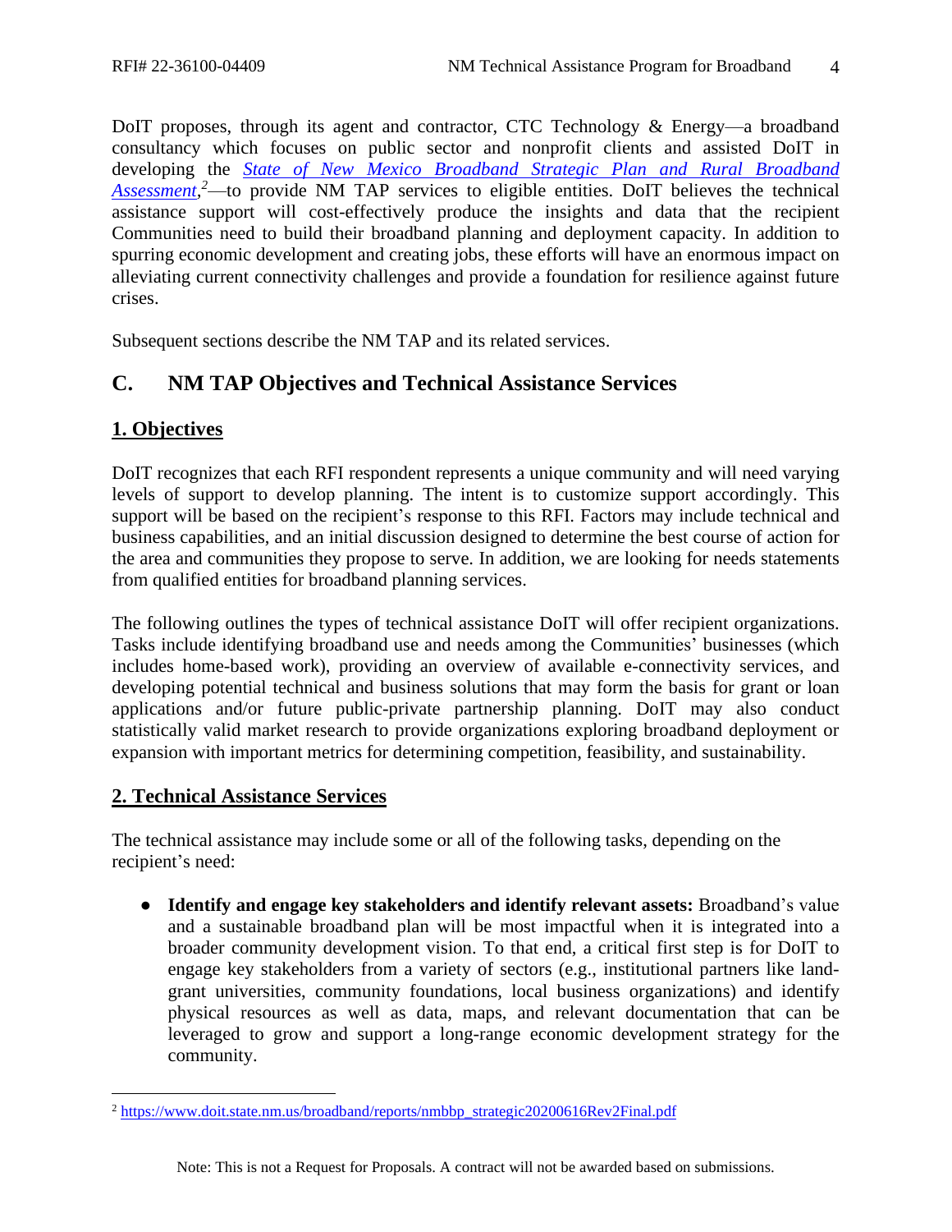DoIT proposes, through its agent and contractor, CTC Technology & Energy—a broadband consultancy which focuses on public sector and nonprofit clients and assisted DoIT in developing the [*State of New Mexico Broadband Strategic Plan and Rural Broadband Assessment*](https://www.doit.state.nm.us/broadband/reports/nmbbp_strategic20200616Rev2Final.pdf),[2]—to provide NM TAP services to eligible entities. DoIT believes the technical assistance support will cost-effectively produce the insights and data that the recipient Communities need to build their broadband planning and deployment capacity. In addition to spurring economic development and creating jobs, these efforts will have an enormous impact on alleviating current connectivity challenges and provide a foundation for resilience against future crises.

Subsequent sections describe the NM TAP and its related services.

## C. NM TAP Objectives and Technical Assistance Services

### 1. Objectives

DoIT recognizes that each RFI respondent represents a unique community and will need varying levels of support to develop planning. The intent is to customize support accordingly. This support will be based on the recipient's response to this RFI. Factors may include technical and business capabilities, and an initial discussion designed to determine the best course of action for the area and communities they propose to serve. In addition, we are looking for needs statements from qualified entities for broadband planning services.

The following outlines the types of technical assistance DoIT will offer recipient organizations. Tasks include identifying broadband use and needs among the Communities' businesses (which includes home-based work), providing an overview of available e-connectivity services, and developing potential technical and business solutions that may form the basis for grant or loan applications and/or future public-private partnership planning. DoIT may also conduct statistically valid market research to provide organizations exploring broadband deployment or expansion with important metrics for determining competition, feasibility, and sustainability.

### 2. Technical Assistance Services

The technical assistance may include some or all of the following tasks, depending on the recipient's need:

- **Identify and engage key stakeholders and identify relevant assets:** Broadband's value and a sustainable broadband plan will be most impactful when it is integrated into a broader community development vision. To that end, a critical first step is for DoIT to engage key stakeholders from a variety of sectors (e.g., institutional partners like land-grant universities, community foundations, local business organizations) and identify physical resources as well as data, maps, and relevant documentation that can be leveraged to grow and support a long-range economic development strategy for the community.

---

[2] https://www.doit.state.nm.us/broadband/reports/nmbbp_strategic20200616Rev2Final.pdf

Note: This is not a Request for Proposals. A contract will not be awarded based on submissions.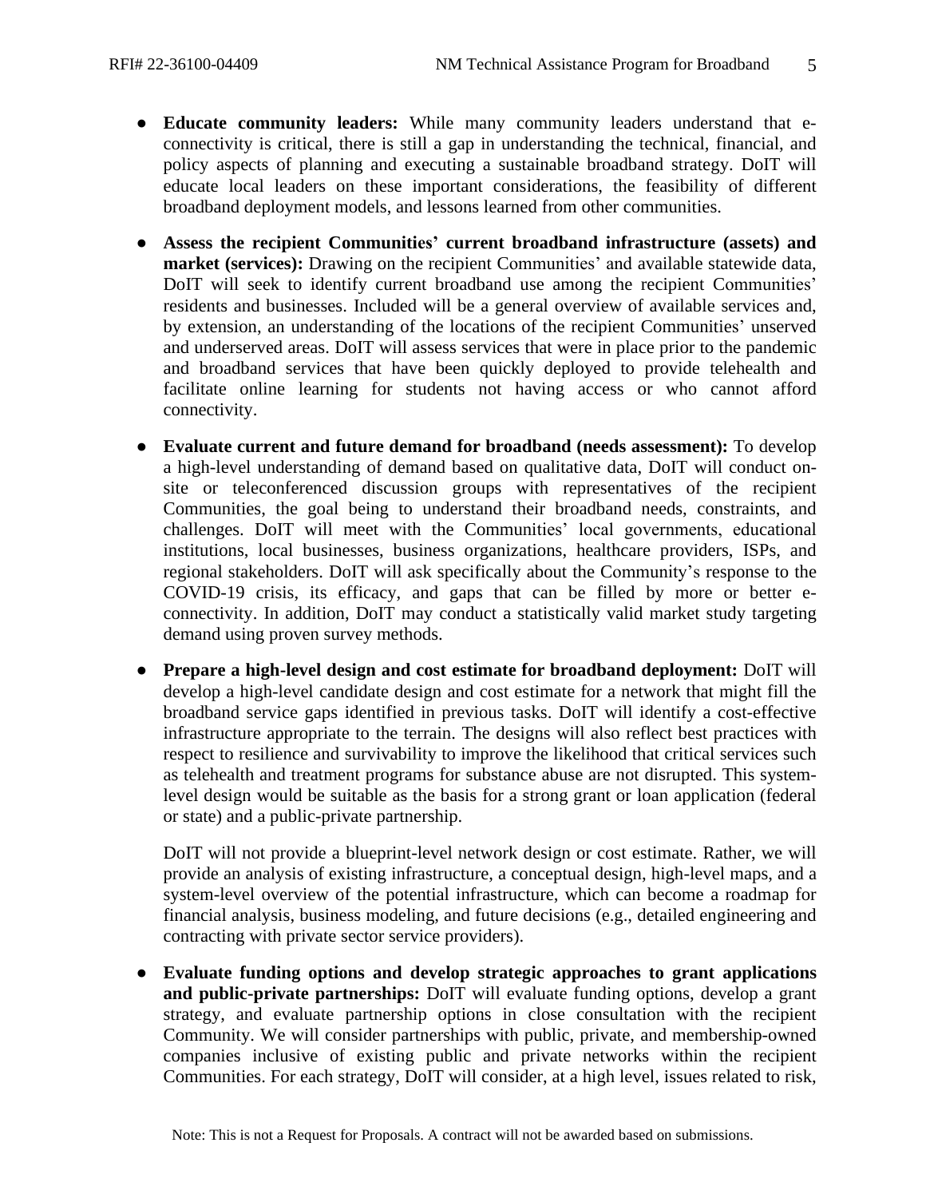- **Educate community leaders:** While many community leaders understand that e-connectivity is critical, there is still a gap in understanding the technical, financial, and policy aspects of planning and executing a sustainable broadband strategy. DoIT will educate local leaders on these important considerations, the feasibility of different broadband deployment models, and lessons learned from other communities.

- **Assess the recipient Communities' current broadband infrastructure (assets) and market (services):** Drawing on the recipient Communities' and available statewide data, DoIT will seek to identify current broadband use among the recipient Communities' residents and businesses. Included will be a general overview of available services and, by extension, an understanding of the locations of the recipient Communities' unserved and underserved areas. DoIT will assess services that were in place prior to the pandemic and broadband services that have been quickly deployed to provide telehealth and facilitate online learning for students not having access or who cannot afford connectivity.

- **Evaluate current and future demand for broadband (needs assessment):** To develop a high-level understanding of demand based on qualitative data, DoIT will conduct on-site or teleconferenced discussion groups with representatives of the recipient Communities, the goal being to understand their broadband needs, constraints, and challenges. DoIT will meet with the Communities' local governments, educational institutions, local businesses, business organizations, healthcare providers, ISPs, and regional stakeholders. DoIT will ask specifically about the Community's response to the COVID-19 crisis, its efficacy, and gaps that can be filled by more or better e-connectivity. In addition, DoIT may conduct a statistically valid market study targeting demand using proven survey methods.

- **Prepare a high-level design and cost estimate for broadband deployment:** DoIT will develop a high-level candidate design and cost estimate for a network that might fill the broadband service gaps identified in previous tasks. DoIT will identify a cost-effective infrastructure appropriate to the terrain. The designs will also reflect best practices with respect to resilience and survivability to improve the likelihood that critical services such as telehealth and treatment programs for substance abuse are not disrupted. This system-level design would be suitable as the basis for a strong grant or loan application (federal or state) and a public-private partnership.

  DoIT will not provide a blueprint-level network design or cost estimate. Rather, we will provide an analysis of existing infrastructure, a conceptual design, high-level maps, and a system-level overview of the potential infrastructure, which can become a roadmap for financial analysis, business modeling, and future decisions (e.g., detailed engineering and contracting with private sector service providers).

- **Evaluate funding options and develop strategic approaches to grant applications and public-private partnerships:** DoIT will evaluate funding options, develop a grant strategy, and evaluate partnership options in close consultation with the recipient Community. We will consider partnerships with public, private, and membership-owned companies inclusive of existing public and private networks within the recipient Communities. For each strategy, DoIT will consider, at a high level, issues related to risk,

Note: This is not a Request for Proposals. A contract will not be awarded based on submissions.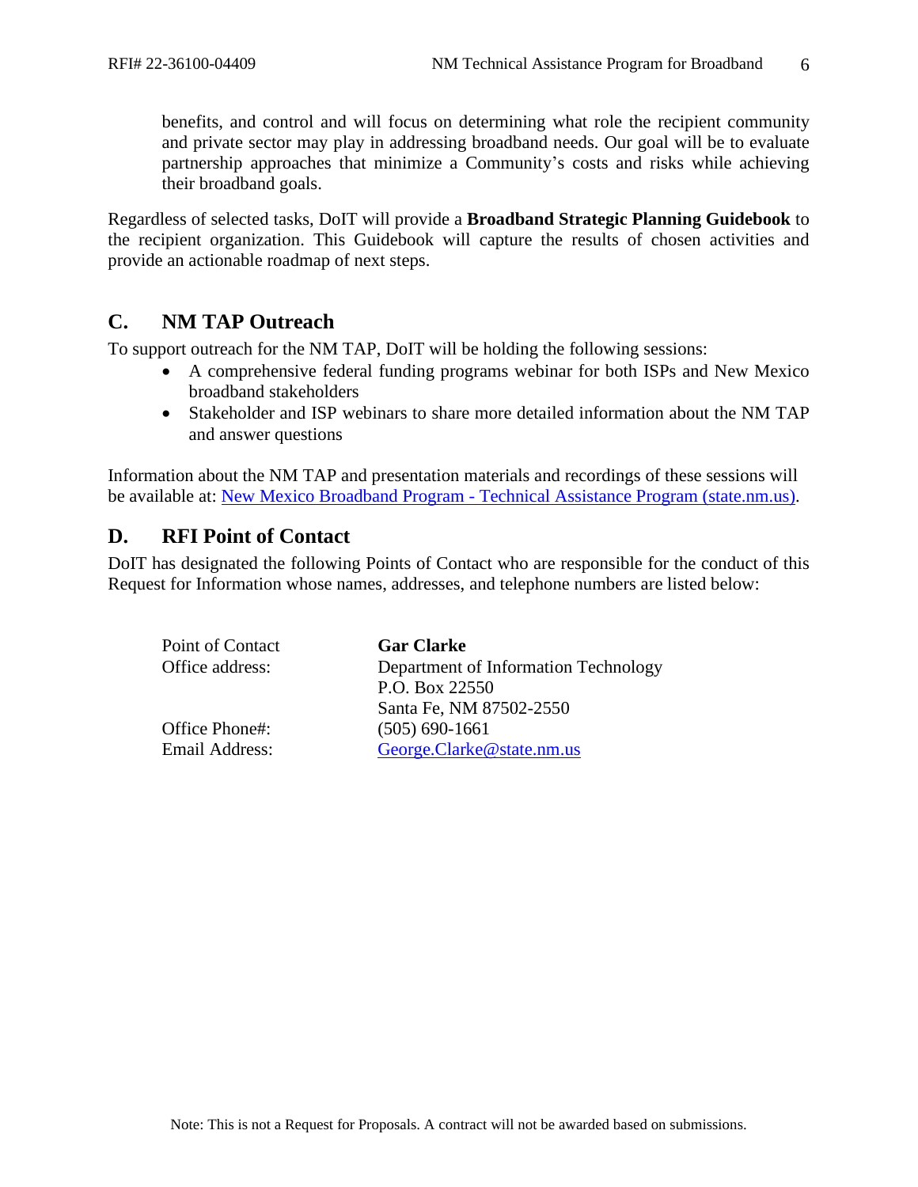benefits, and control and will focus on determining what role the recipient community and private sector may play in addressing broadband needs. Our goal will be to evaluate partnership approaches that minimize a Community's costs and risks while achieving their broadband goals.

Regardless of selected tasks, DoIT will provide a **Broadband Strategic Planning Guidebook** to the recipient organization. This Guidebook will capture the results of chosen activities and provide an actionable roadmap of next steps.

## C. NM TAP Outreach

To support outreach for the NM TAP, DoIT will be holding the following sessions:

- A comprehensive federal funding programs webinar for both ISPs and New Mexico broadband stakeholders
- Stakeholder and ISP webinars to share more detailed information about the NM TAP and answer questions

Information about the NM TAP and presentation materials and recordings of these sessions will be available at: [New Mexico Broadband Program - Technical Assistance Program (state.nm.us)](New Mexico Broadband Program - Technical Assistance Program (state.nm.us)).

## D. RFI Point of Contact

DoIT has designated the following Points of Contact who are responsible for the conduct of this Request for Information whose names, addresses, and telephone numbers are listed below:

| | |
|---|---|
| Point of Contact | **Gar Clarke** |
| Office address: | Department of Information Technology<br>P.O. Box 22550<br>Santa Fe, NM 87502-2550 |
| Office Phone#: | (505) 690-1661 |
| Email Address: | George.Clarke@state.nm.us |

Note: This is not a Request for Proposals. A contract will not be awarded based on submissions.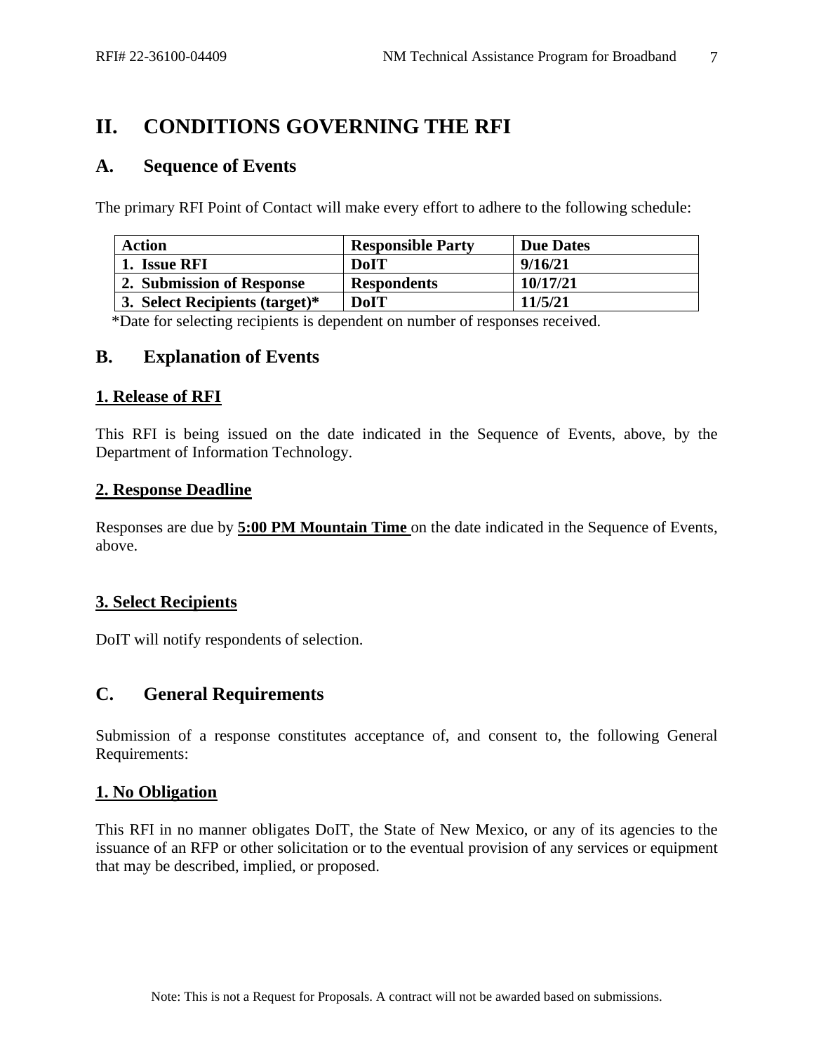# II. CONDITIONS GOVERNING THE RFI

## A. Sequence of Events

The primary RFI Point of Contact will make every effort to adhere to the following schedule:

| Action | Responsible Party | Due Dates |
|---|---|---|
| **1. Issue RFI** | **DoIT** | **9/16/21** |
| **2. Submission of Response** | **Respondents** | **10/17/21** |
| **3. Select Recipients (target)*** | **DoIT** | **11/5/21** |

*Date for selecting recipients is dependent on number of responses received.

## B. Explanation of Events

### 1. Release of RFI

This RFI is being issued on the date indicated in the Sequence of Events, above, by the Department of Information Technology.

### 2. Response Deadline

Responses are due by **5:00 PM Mountain Time** on the date indicated in the Sequence of Events, above.

### 3. Select Recipients

DoIT will notify respondents of selection.

## C. General Requirements

Submission of a response constitutes acceptance of, and consent to, the following General Requirements:

### 1. No Obligation

This RFI in no manner obligates DoIT, the State of New Mexico, or any of its agencies to the issuance of an RFP or other solicitation or to the eventual provision of any services or equipment that may be described, implied, or proposed.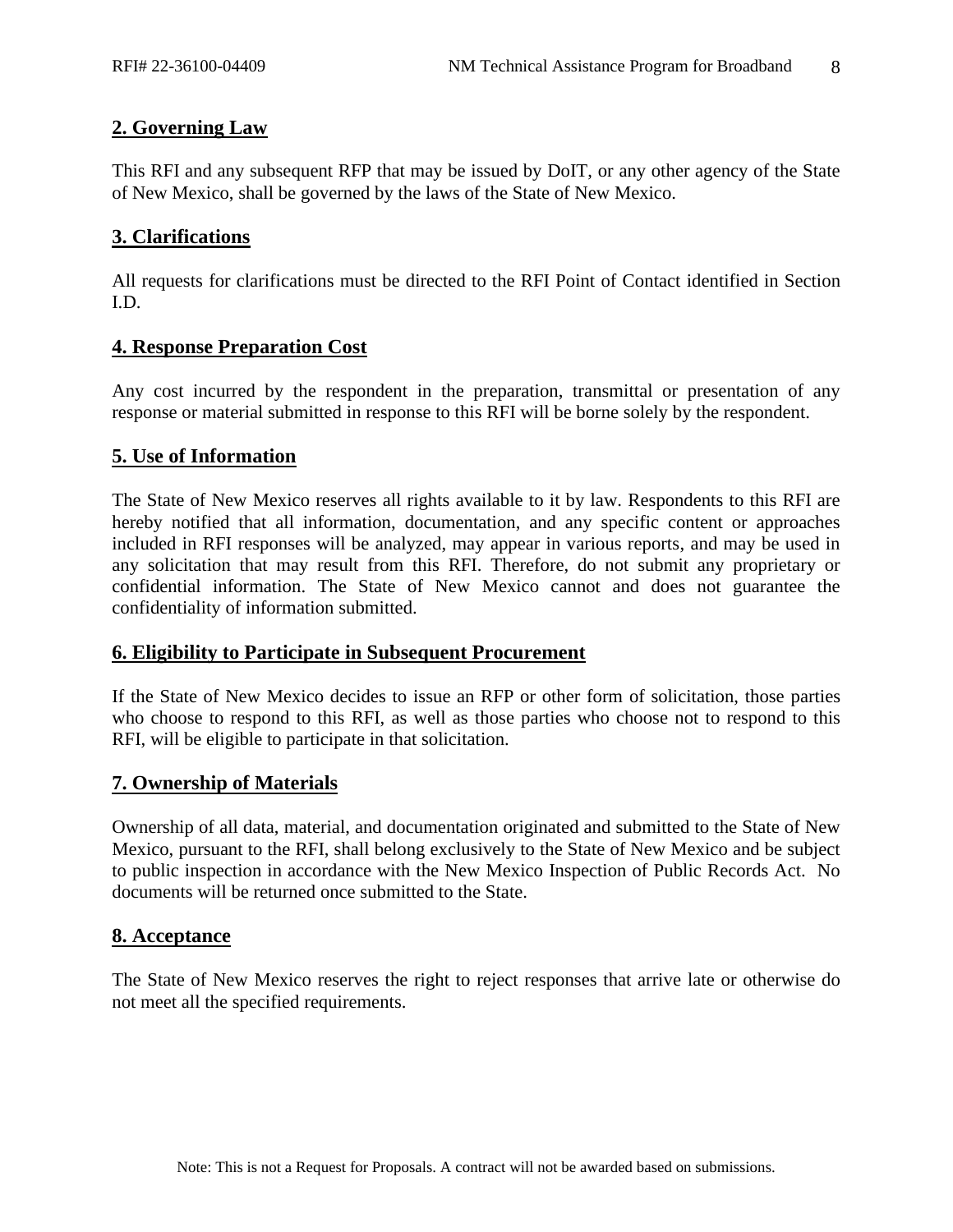## 2. Governing Law

This RFI and any subsequent RFP that may be issued by DoIT, or any other agency of the State of New Mexico, shall be governed by the laws of the State of New Mexico.

## 3. Clarifications

All requests for clarifications must be directed to the RFI Point of Contact identified in Section I.D.

## 4. Response Preparation Cost

Any cost incurred by the respondent in the preparation, transmittal or presentation of any response or material submitted in response to this RFI will be borne solely by the respondent.

## 5. Use of Information

The State of New Mexico reserves all rights available to it by law. Respondents to this RFI are hereby notified that all information, documentation, and any specific content or approaches included in RFI responses will be analyzed, may appear in various reports, and may be used in any solicitation that may result from this RFI. Therefore, do not submit any proprietary or confidential information. The State of New Mexico cannot and does not guarantee the confidentiality of information submitted.

## 6. Eligibility to Participate in Subsequent Procurement

If the State of New Mexico decides to issue an RFP or other form of solicitation, those parties who choose to respond to this RFI, as well as those parties who choose not to respond to this RFI, will be eligible to participate in that solicitation.

## 7. Ownership of Materials

Ownership of all data, material, and documentation originated and submitted to the State of New Mexico, pursuant to the RFI, shall belong exclusively to the State of New Mexico and be subject to public inspection in accordance with the New Mexico Inspection of Public Records Act. No documents will be returned once submitted to the State.

## 8. Acceptance

The State of New Mexico reserves the right to reject responses that arrive late or otherwise do not meet all the specified requirements.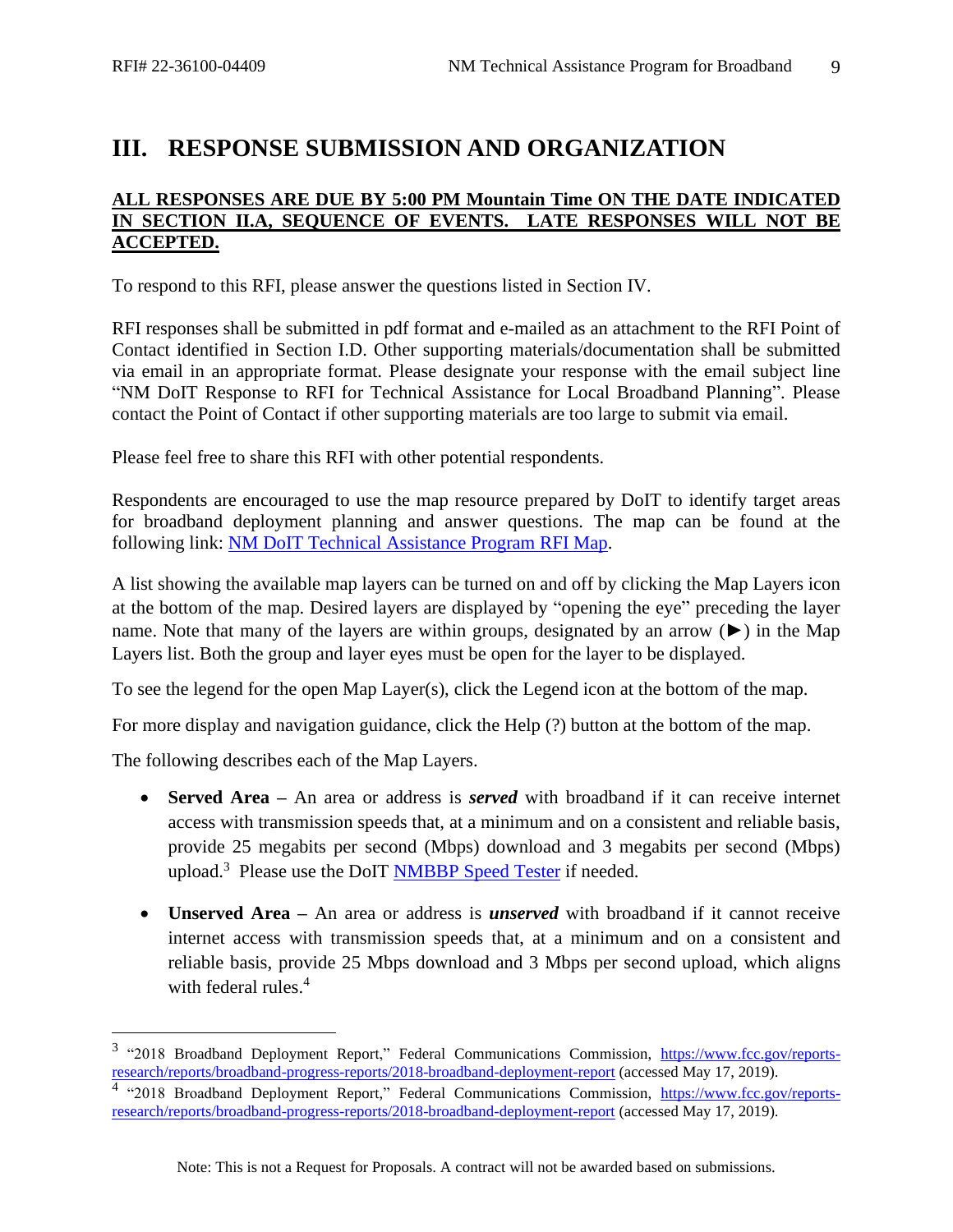# III. RESPONSE SUBMISSION AND ORGANIZATION

**ALL RESPONSES ARE DUE BY 5:00 PM Mountain Time ON THE DATE INDICATED IN SECTION II.A, SEQUENCE OF EVENTS. LATE RESPONSES WILL NOT BE ACCEPTED.**

To respond to this RFI, please answer the questions listed in Section IV.

RFI responses shall be submitted in pdf format and e-mailed as an attachment to the RFI Point of Contact identified in Section I.D. Other supporting materials/documentation shall be submitted via email in an appropriate format. Please designate your response with the email subject line "NM DoIT Response to RFI for Technical Assistance for Local Broadband Planning". Please contact the Point of Contact if other supporting materials are too large to submit via email.

Please feel free to share this RFI with other potential respondents.

Respondents are encouraged to use the map resource prepared by DoIT to identify target areas for broadband deployment planning and answer questions. The map can be found at the following link: NM DoIT Technical Assistance Program RFI Map.

A list showing the available map layers can be turned on and off by clicking the Map Layers icon at the bottom of the map. Desired layers are displayed by "opening the eye" preceding the layer name. Note that many of the layers are within groups, designated by an arrow (►) in the Map Layers list. Both the group and layer eyes must be open for the layer to be displayed.

To see the legend for the open Map Layer(s), click the Legend icon at the bottom of the map.

For more display and navigation guidance, click the Help (?) button at the bottom of the map.

The following describes each of the Map Layers.

- **Served Area –** An area or address is ***served*** with broadband if it can receive internet access with transmission speeds that, at a minimum and on a consistent and reliable basis, provide 25 megabits per second (Mbps) download and 3 megabits per second (Mbps) upload.[3] Please use the DoIT NMBBP Speed Tester if needed.

- **Unserved Area –** An area or address is ***unserved*** with broadband if it cannot receive internet access with transmission speeds that, at a minimum and on a consistent and reliable basis, provide 25 Mbps download and 3 Mbps per second upload, which aligns with federal rules.[4]

---

[3] "2018 Broadband Deployment Report," Federal Communications Commission, https://www.fcc.gov/reports-research/reports/broadband-progress-reports/2018-broadband-deployment-report (accessed May 17, 2019).

[4] "2018 Broadband Deployment Report," Federal Communications Commission, https://www.fcc.gov/reports-research/reports/broadband-progress-reports/2018-broadband-deployment-report (accessed May 17, 2019).

Note: This is not a Request for Proposals. A contract will not be awarded based on submissions.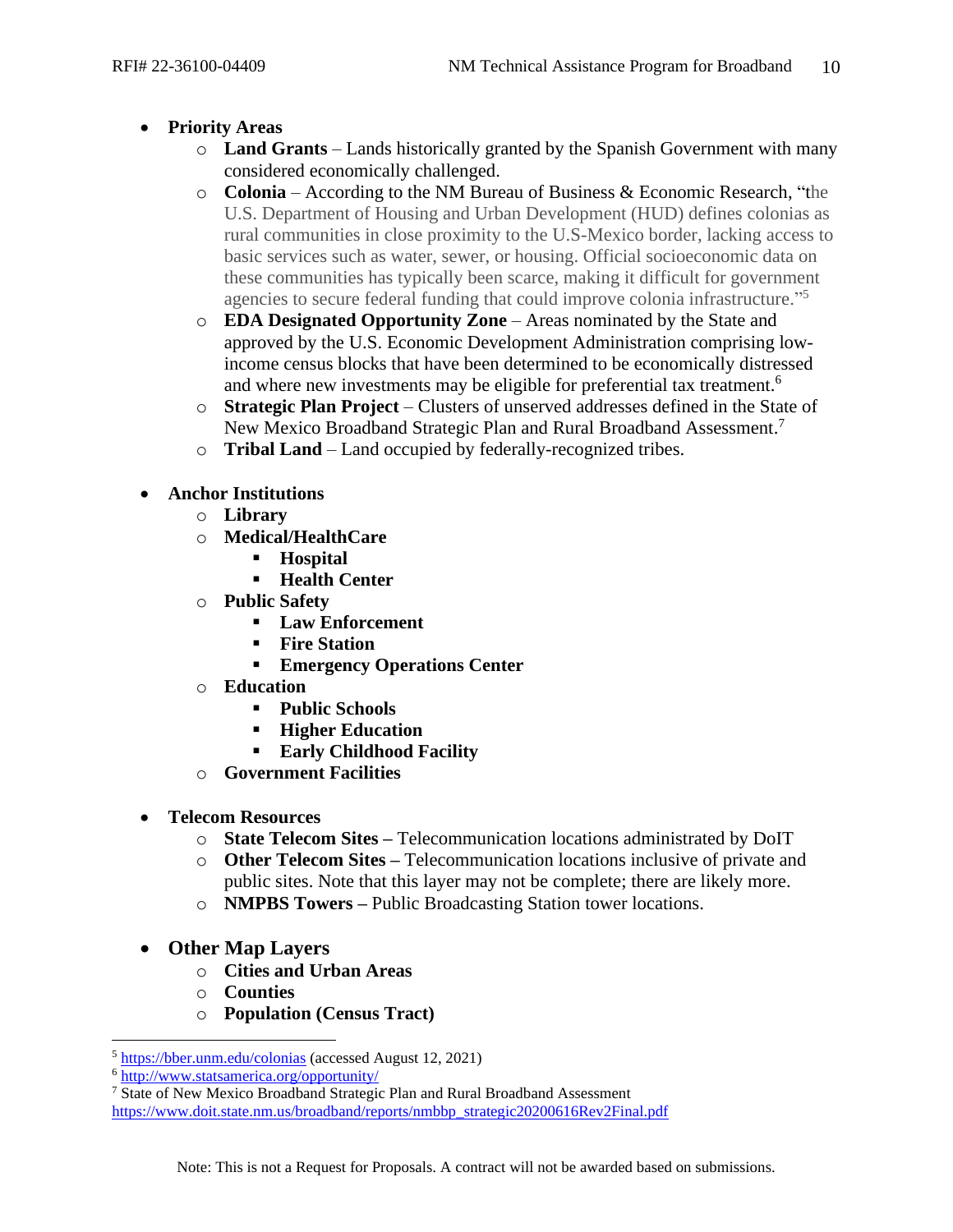- **Priority Areas**
  - **Land Grants** – Lands historically granted by the Spanish Government with many considered economically challenged.
  - **Colonia** – According to the NM Bureau of Business & Economic Research, "the U.S. Department of Housing and Urban Development (HUD) defines colonias as rural communities in close proximity to the U.S-Mexico border, lacking access to basic services such as water, sewer, or housing. Official socioeconomic data on these communities has typically been scarce, making it difficult for government agencies to secure federal funding that could improve colonia infrastructure."[5]
  - **EDA Designated Opportunity Zone** – Areas nominated by the State and approved by the U.S. Economic Development Administration comprising low-income census blocks that have been determined to be economically distressed and where new investments may be eligible for preferential tax treatment.[6]
  - **Strategic Plan Project** – Clusters of unserved addresses defined in the State of New Mexico Broadband Strategic Plan and Rural Broadband Assessment.[7]
  - **Tribal Land** – Land occupied by federally-recognized tribes.

- **Anchor Institutions**
  - **Library**
  - **Medical/HealthCare**
    - **Hospital**
    - **Health Center**
  - **Public Safety**
    - **Law Enforcement**
    - **Fire Station**
    - **Emergency Operations Center**
  - **Education**
    - **Public Schools**
    - **Higher Education**
    - **Early Childhood Facility**
  - **Government Facilities**

- **Telecom Resources**
  - **State Telecom Sites –** Telecommunication locations administrated by DoIT
  - **Other Telecom Sites –** Telecommunication locations inclusive of private and public sites. Note that this layer may not be complete; there are likely more.
  - **NMPBS Towers –** Public Broadcasting Station tower locations.

- **Other Map Layers**
  - **Cities and Urban Areas**
  - **Counties**
  - **Population (Census Tract)**

---

[5] https://bber.unm.edu/colonias (accessed August 12, 2021)

[6] http://www.statsamerica.org/opportunity/

[7] State of New Mexico Broadband Strategic Plan and Rural Broadband Assessment https://www.doit.state.nm.us/broadband/reports/nmbbp_strategic20200616Rev2Final.pdf

Note: This is not a Request for Proposals. A contract will not be awarded based on submissions.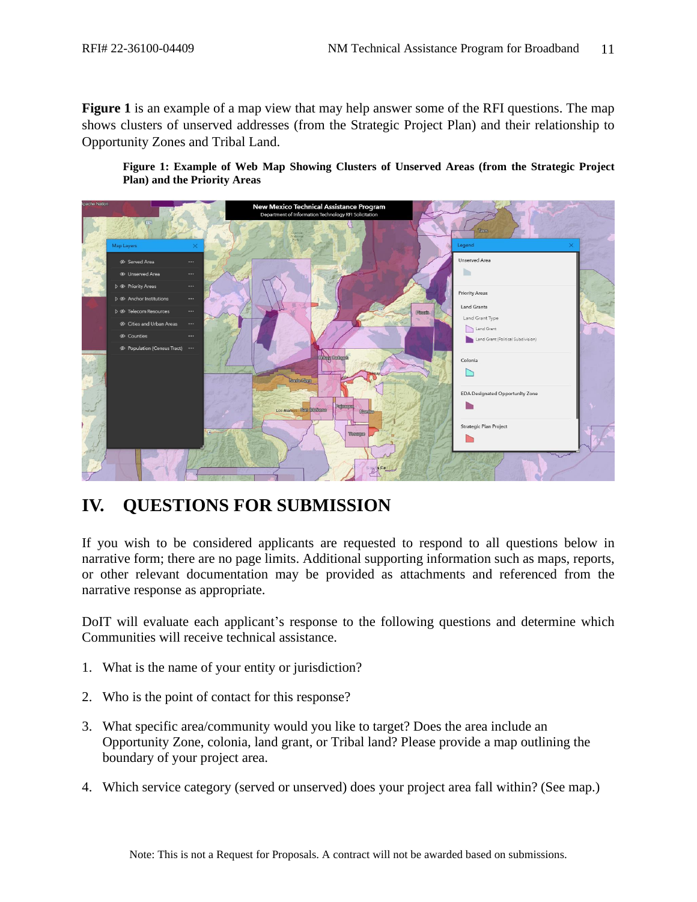**Figure 1** is an example of a map view that may help answer some of the RFI questions. The map shows clusters of unserved addresses (from the Strategic Project Plan) and their relationship to Opportunity Zones and Tribal Land.

**Figure 1: Example of Web Map Showing Clusters of Unserved Areas (from the Strategic Project Plan) and the Priority Areas**

## IV. QUESTIONS FOR SUBMISSION

If you wish to be considered applicants are requested to respond to all questions below in narrative form; there are no page limits. Additional supporting information such as maps, reports, or other relevant documentation may be provided as attachments and referenced from the narrative response as appropriate.

DoIT will evaluate each applicant's response to the following questions and determine which Communities will receive technical assistance.

1. What is the name of your entity or jurisdiction?
2. Who is the point of contact for this response?
3. What specific area/community would you like to target? Does the area include an Opportunity Zone, colonia, land grant, or Tribal land? Please provide a map outlining the boundary of your project area.
4. Which service category (served or unserved) does your project area fall within? (See map.)

Note: This is not a Request for Proposals. A contract will not be awarded based on submissions.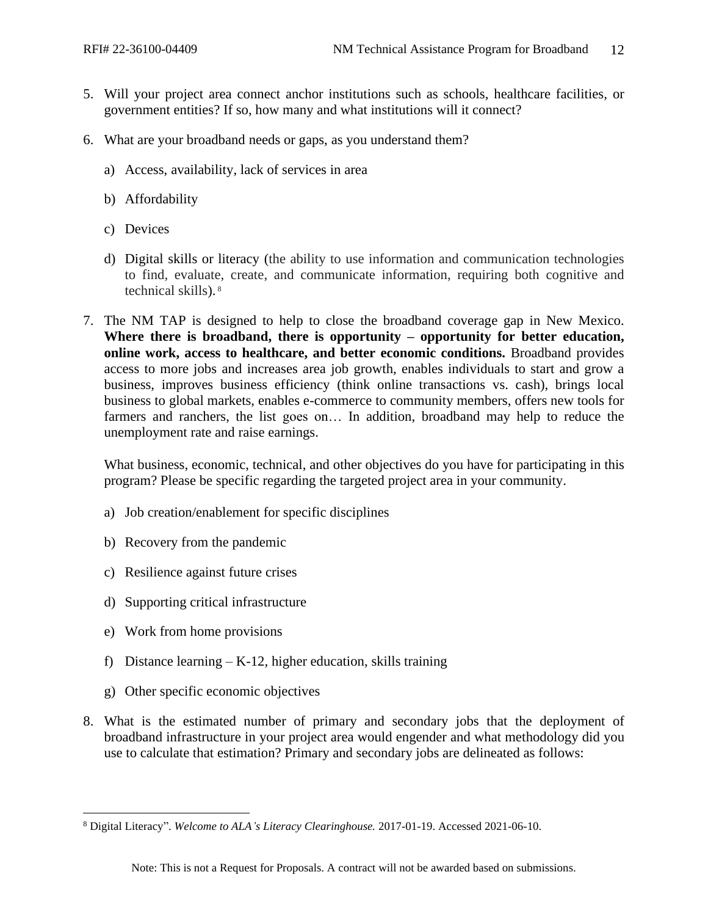5. Will your project area connect anchor institutions such as schools, healthcare facilities, or government entities? If so, how many and what institutions will it connect?

6. What are your broadband needs or gaps, as you understand them?

   a) Access, availability, lack of services in area

   b) Affordability

   c) Devices

   d) Digital skills or literacy (the ability to use information and communication technologies to find, evaluate, create, and communicate information, requiring both cognitive and technical skills).[8]

7. The NM TAP is designed to help to close the broadband coverage gap in New Mexico. **Where there is broadband, there is opportunity – opportunity for better education, online work, access to healthcare, and better economic conditions.** Broadband provides access to more jobs and increases area job growth, enables individuals to start and grow a business, improves business efficiency (think online transactions vs. cash), brings local business to global markets, enables e-commerce to community members, offers new tools for farmers and ranchers, the list goes on… In addition, broadband may help to reduce the unemployment rate and raise earnings.

   What business, economic, technical, and other objectives do you have for participating in this program? Please be specific regarding the targeted project area in your community.

   a) Job creation/enablement for specific disciplines

   b) Recovery from the pandemic

   c) Resilience against future crises

   d) Supporting critical infrastructure

   e) Work from home provisions

   f) Distance learning – K-12, higher education, skills training

   g) Other specific economic objectives

8. What is the estimated number of primary and secondary jobs that the deployment of broadband infrastructure in your project area would engender and what methodology did you use to calculate that estimation? Primary and secondary jobs are delineated as follows:

---

[8] Digital Literacy". *Welcome to ALA's Literacy Clearinghouse.* 2017-01-19. Accessed 2021-06-10.

Note: This is not a Request for Proposals. A contract will not be awarded based on submissions.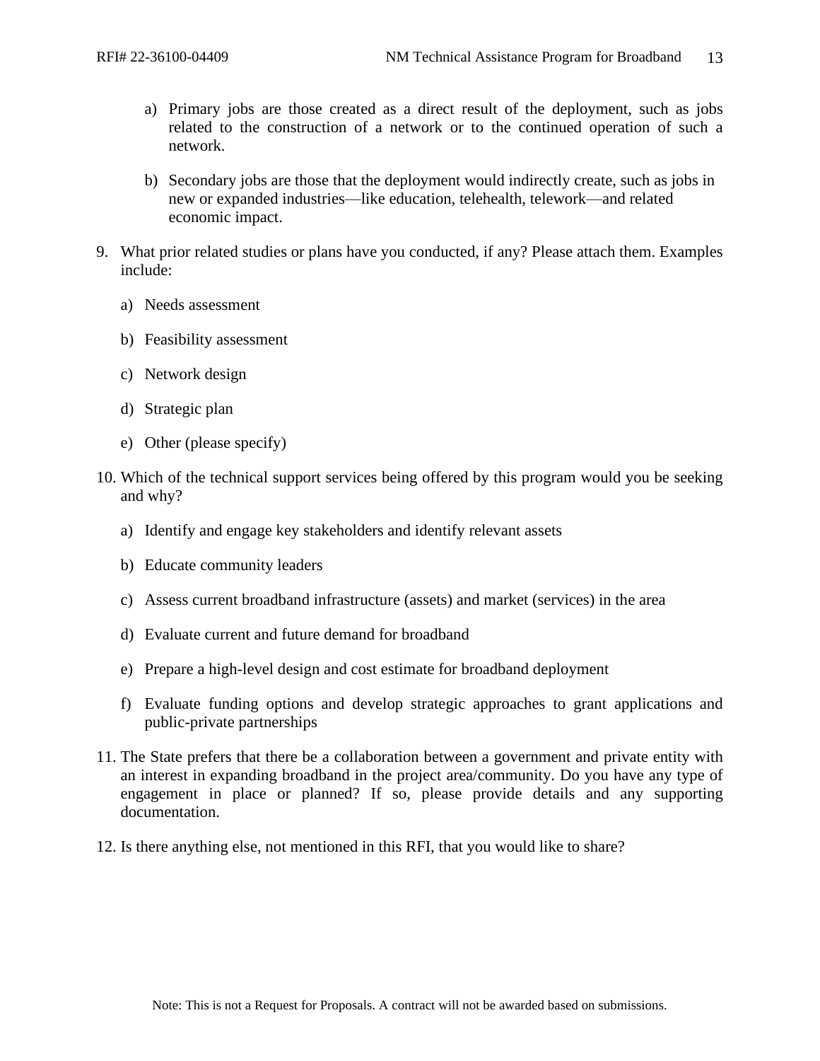a) Primary jobs are those created as a direct result of the deployment, such as jobs related to the construction of a network or to the continued operation of such a network.

b) Secondary jobs are those that the deployment would indirectly create, such as jobs in new or expanded industries—like education, telehealth, telework—and related economic impact.

9. What prior related studies or plans have you conducted, if any? Please attach them. Examples include:

    a) Needs assessment

    b) Feasibility assessment

    c) Network design

    d) Strategic plan

    e) Other (please specify)

10. Which of the technical support services being offered by this program would you be seeking and why?

    a) Identify and engage key stakeholders and identify relevant assets

    b) Educate community leaders

    c) Assess current broadband infrastructure (assets) and market (services) in the area

    d) Evaluate current and future demand for broadband

    e) Prepare a high-level design and cost estimate for broadband deployment

    f) Evaluate funding options and develop strategic approaches to grant applications and public-private partnerships

11. The State prefers that there be a collaboration between a government and private entity with an interest in expanding broadband in the project area/community. Do you have any type of engagement in place or planned? If so, please provide details and any supporting documentation.

12. Is there anything else, not mentioned in this RFI, that you would like to share?